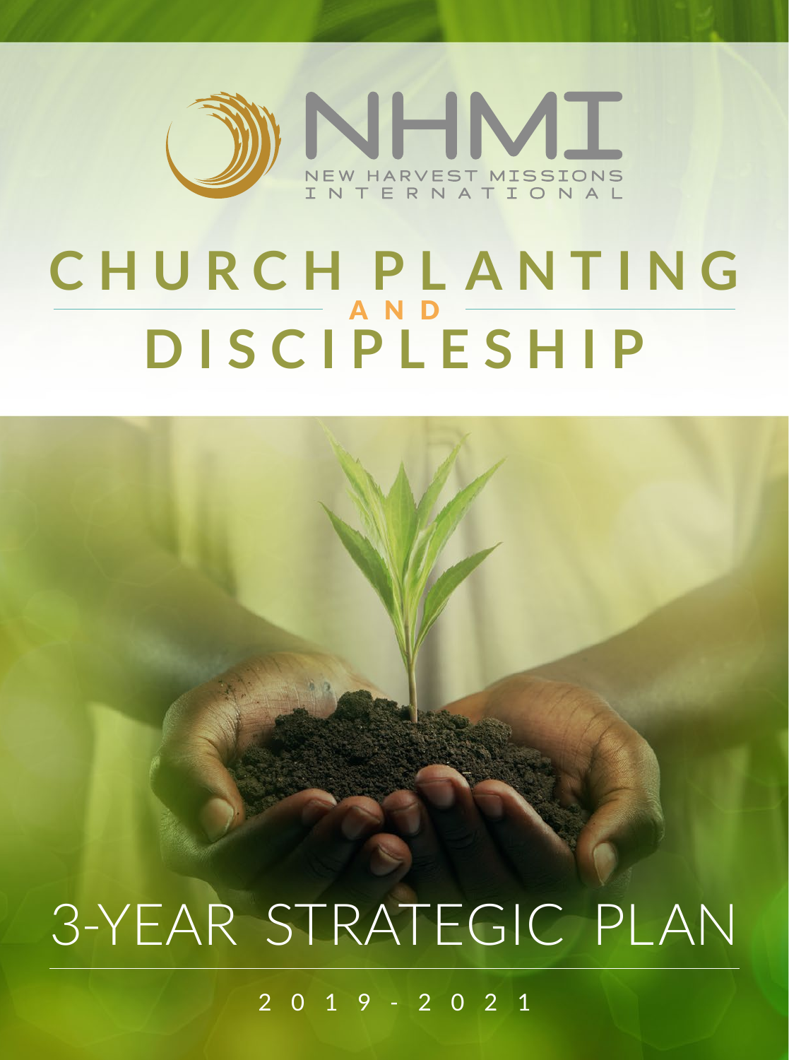# NHMI

NEW HARVEST MISSIONS INTERNATIONAL

# CHURCH PLANTING AND DISCIPLESHIP

## 3-YEAR STRATEGIC PLAN

2019 - 2021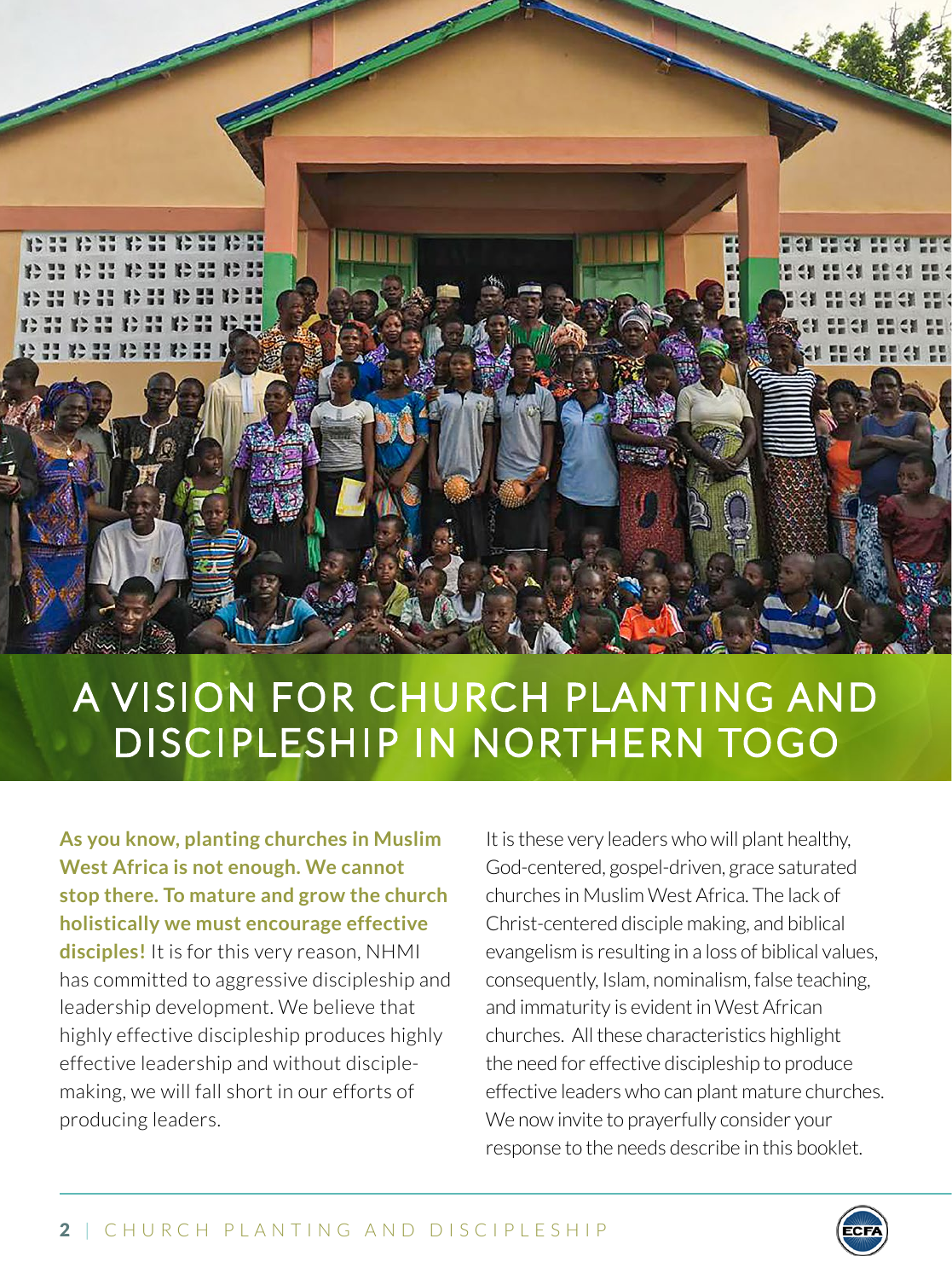# A VISION FOR CHURCH PLANTING AND DISCIPLESHIP IN NORTHERN TOGO

**As you know, planting churches in Muslim West Africa is not enough. We cannot stop there. To mature and grow the church holistically we must encourage effective disciples!** It is for this very reason, NHMI has committed to aggressive discipleship and leadership development. We believe that highly effective discipleship produces highly effective leadership and without disciple-making, we will fall short in our efforts of producing leaders.

It is these very leaders who will plant healthy, God-centered, gospel-driven, grace saturated churches in Muslim West Africa. The lack of Christ-centered disciple making, and biblical evangelism is resulting in a loss of biblical values, consequently, Islam, nominalism, false teaching, and immaturity is evident in West African churches. All these characteristics highlight the need for effective discipleship to produce effective leaders who can plant mature churches. We now invite to prayerfully consider your response to the needs describe in this booklet.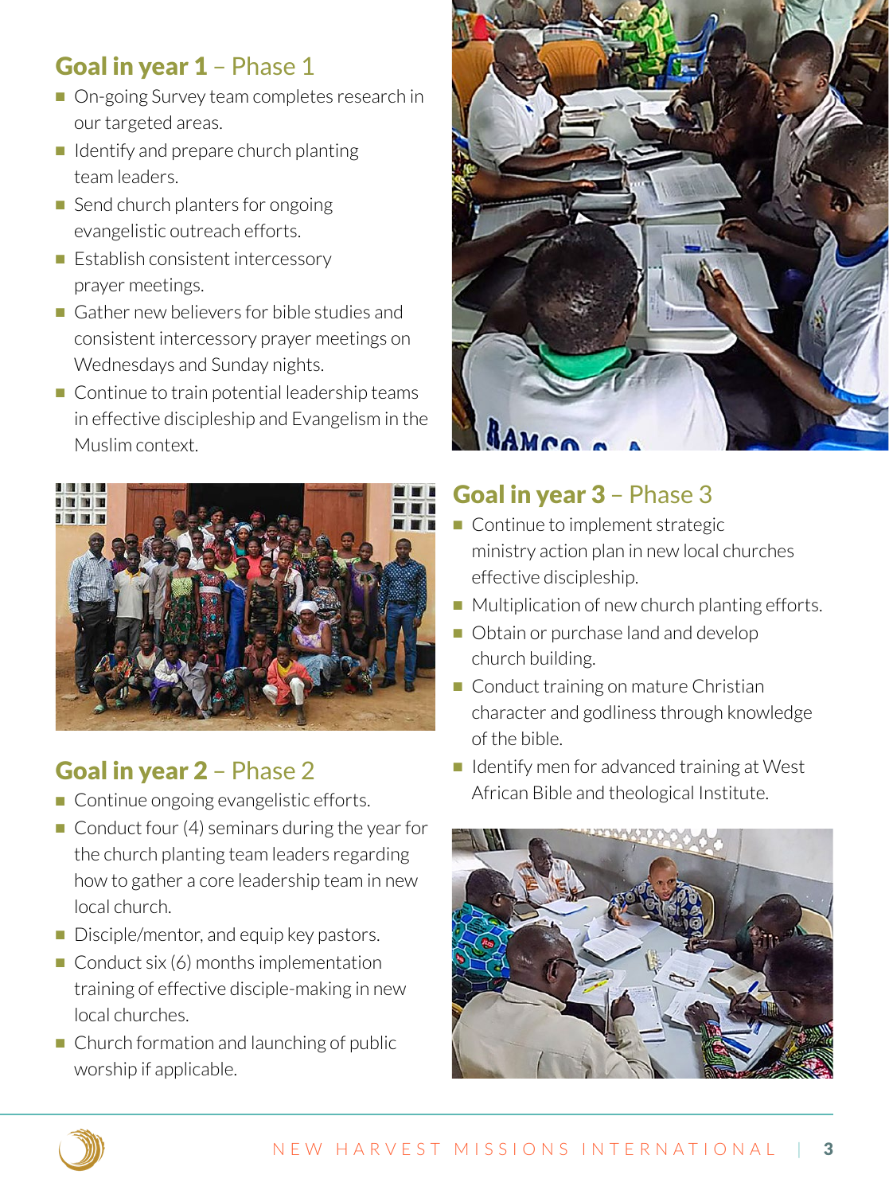## **Goal in year 1** – Phase 1

- On-going Survey team completes research in our targeted areas.
- Identify and prepare church planting team leaders.
- Send church planters for ongoing evangelistic outreach efforts.
- Establish consistent intercessory prayer meetings.
- Gather new believers for bible studies and consistent intercessory prayer meetings on Wednesdays and Sunday nights.
- Continue to train potential leadership teams in effective discipleship and Evangelism in the Muslim context.

## **Goal in year 2** – Phase 2

- Continue ongoing evangelistic efforts.
- Conduct four (4) seminars during the year for the church planting team leaders regarding how to gather a core leadership team in new local church.
- Disciple/mentor, and equip key pastors.
- Conduct six (6) months implementation training of effective disciple-making in new local churches.
- Church formation and launching of public worship if applicable.

## **Goal in year 3** – Phase 3

- Continue to implement strategic ministry action plan in new local churches effective discipleship.
- Multiplication of new church planting efforts.
- Obtain or purchase land and develop church building.
- Conduct training on mature Christian character and godliness through knowledge of the bible.
- Identify men for advanced training at West African Bible and theological Institute.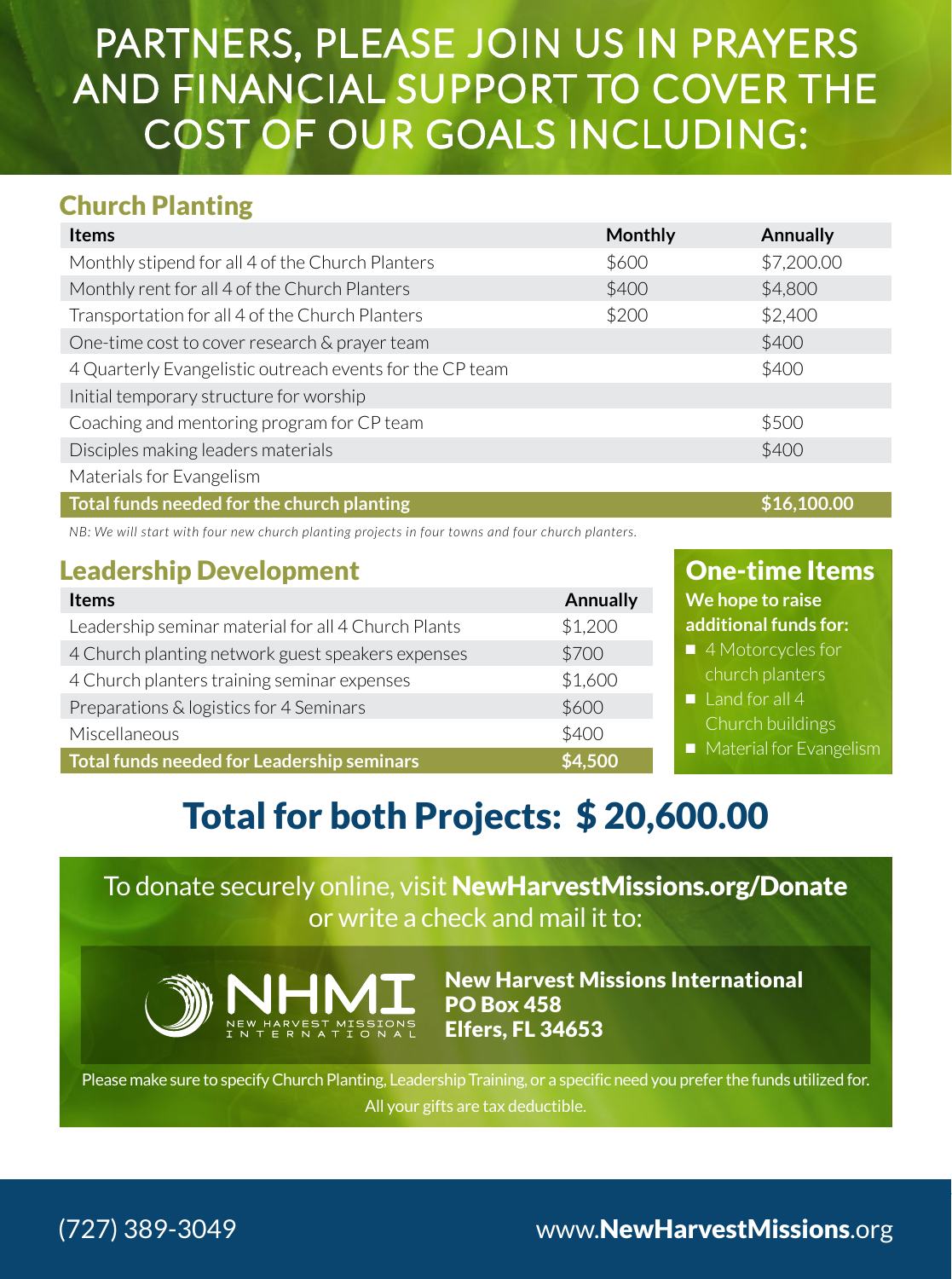# PARTNERS, PLEASE JOIN US IN PRAYERS AND FINANCIAL SUPPORT TO COVER THE COST OF OUR GOALS INCLUDING:

## Church Planting

| Items | Monthly | Annually |
|---|---|---|
| Monthly stipend for all 4 of the Church Planters | $600 | $7,200.00 |
| Monthly rent for all 4 of the Church Planters | $400 | $4,800 |
| Transportation for all 4 of the Church Planters | $200 | $2,400 |
| One-time cost to cover research & prayer team | | $400 |
| 4 Quarterly Evangelistic outreach events for the CP team | | $400 |
| Initial temporary structure for worship | | |
| Coaching and mentoring program for CP team | | $500 |
| Disciples making leaders materials | | $400 |
| Materials for Evangelism | | |
| **Total funds needed for the church planting** | | **$16,100.00** |

*NB: We will start with four new church planting projects in four towns and four church planters.*

## Leadership Development

| Items | Annually |
|---|---|
| Leadership seminar material for all 4 Church Plants | $1,200 |
| 4 Church planting network guest speakers expenses | $700 |
| 4 Church planters training seminar expenses | $1,600 |
| Preparations & logistics for 4 Seminars | $600 |
| Miscellaneous | $400 |
| **Total funds needed for Leadership seminars** | **$4,500** |

## One-time Items

**We hope to raise additional funds for:**

- 4 Motorcycles for church planters
- Land for all 4 Church buildings
- Material for Evangelism

# Total for both Projects: $ 20,600.00

To donate securely online, visit **NewHarvestMissions.org/Donate** or write a check and mail it to:

NHMI
NEW HARVEST MISSIONS INTERNATIONAL

**New Harvest Missions International**
**PO Box 458**
**Elfers, FL 34653**

Please make sure to specify Church Planting, Leadership Training, or a specific need you prefer the funds utilized for. All your gifts are tax deductible.

(727) 389-3049

www.**NewHarvestMissions**.org